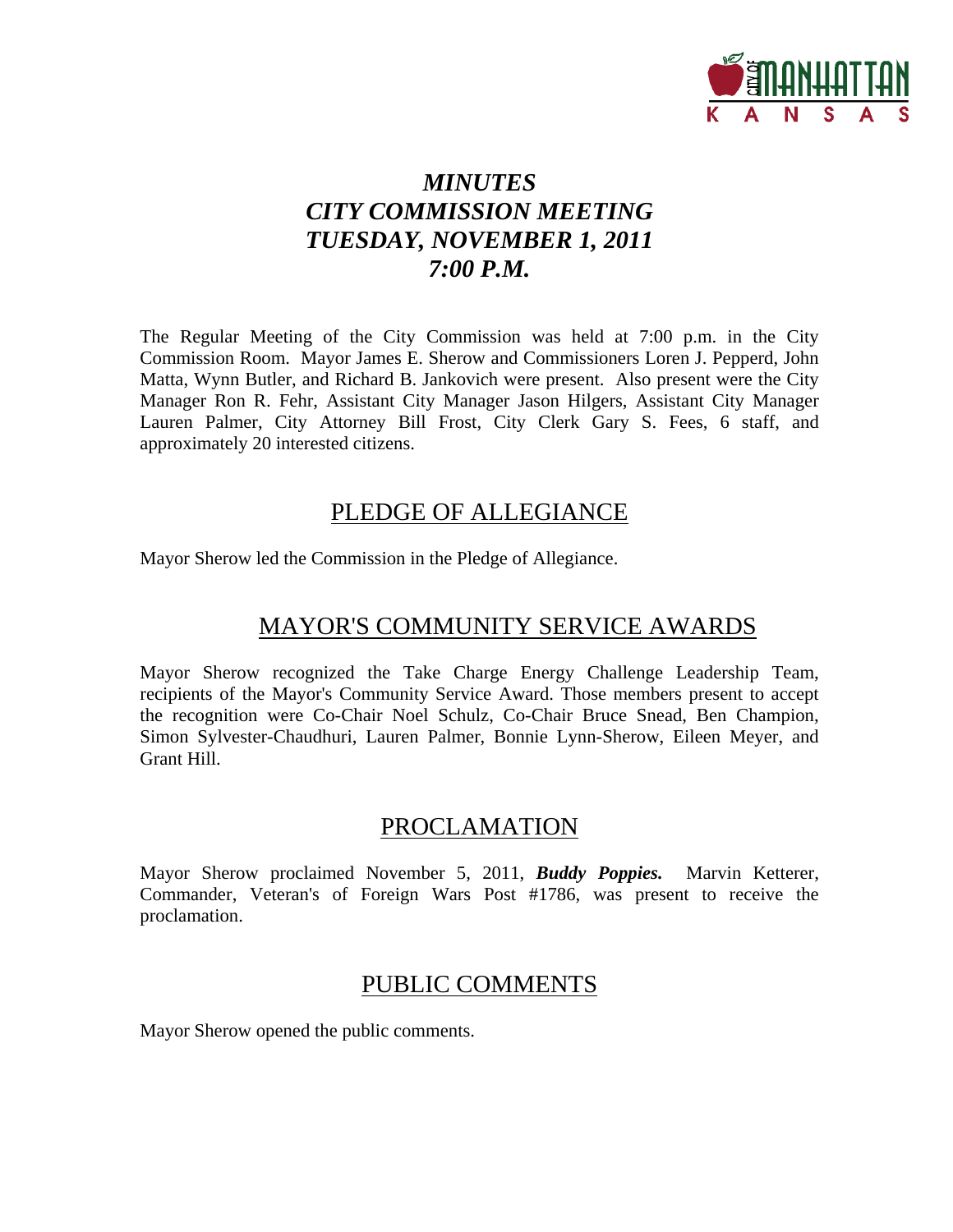# *MINUTES CITY COMMISSION MEETING TUESDAY, NOVEMBER 1, 2011 7:00 P.M.*

The Regular Meeting of the City Commission was held at 7:00 p.m. in the City Commission Room. Mayor James E. Sherow and Commissioners Loren J. Pepperd, John Matta, Wynn Butler, and Richard B. Jankovich were present. Also present were the City Manager Ron R. Fehr, Assistant City Manager Jason Hilgers, Assistant City Manager Lauren Palmer, City Attorney Bill Frost, City Clerk Gary S. Fees, 6 staff, and approximately 20 interested citizens.

## PLEDGE OF ALLEGIANCE

Mayor Sherow led the Commission in the Pledge of Allegiance.

## MAYOR'S COMMUNITY SERVICE AWARDS

Mayor Sherow recognized the Take Charge Energy Challenge Leadership Team, recipients of the Mayor's Community Service Award. Those members present to accept the recognition were Co-Chair Noel Schulz, Co-Chair Bruce Snead, Ben Champion, Simon Sylvester-Chaudhuri, Lauren Palmer, Bonnie Lynn-Sherow, Eileen Meyer, and Grant Hill.

## PROCLAMATION

Mayor Sherow proclaimed November 5, 2011, ***Buddy Poppies.*** Marvin Ketterer, Commander, Veteran's of Foreign Wars Post #1786, was present to receive the proclamation.

## PUBLIC COMMENTS

Mayor Sherow opened the public comments.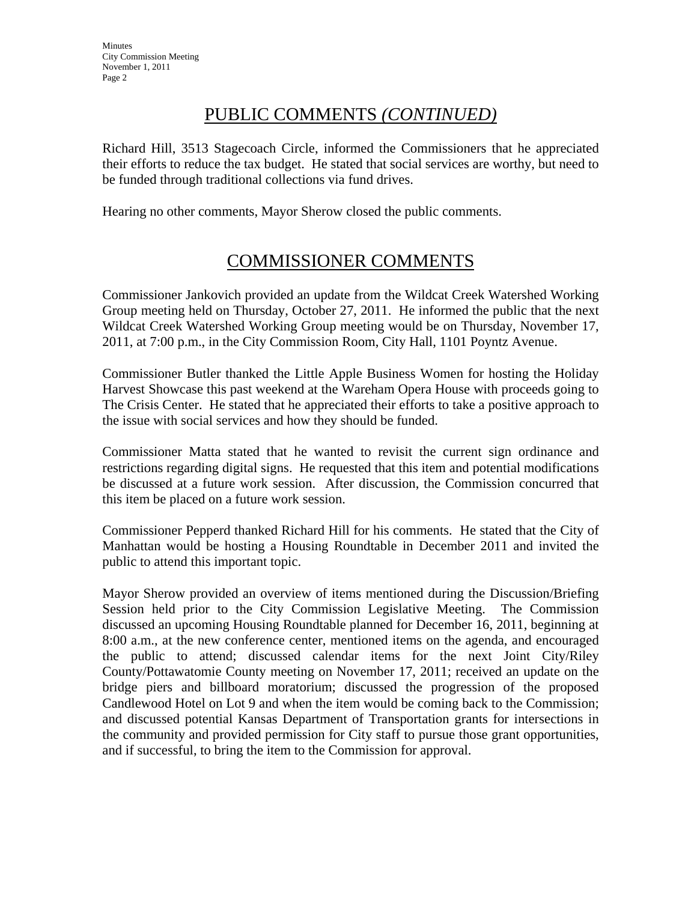## PUBLIC COMMENTS *(CONTINUED)*

Richard Hill, 3513 Stagecoach Circle, informed the Commissioners that he appreciated their efforts to reduce the tax budget. He stated that social services are worthy, but need to be funded through traditional collections via fund drives.

Hearing no other comments, Mayor Sherow closed the public comments.

## COMMISSIONER COMMENTS

Commissioner Jankovich provided an update from the Wildcat Creek Watershed Working Group meeting held on Thursday, October 27, 2011. He informed the public that the next Wildcat Creek Watershed Working Group meeting would be on Thursday, November 17, 2011, at 7:00 p.m., in the City Commission Room, City Hall, 1101 Poyntz Avenue.

Commissioner Butler thanked the Little Apple Business Women for hosting the Holiday Harvest Showcase this past weekend at the Wareham Opera House with proceeds going to The Crisis Center. He stated that he appreciated their efforts to take a positive approach to the issue with social services and how they should be funded.

Commissioner Matta stated that he wanted to revisit the current sign ordinance and restrictions regarding digital signs. He requested that this item and potential modifications be discussed at a future work session. After discussion, the Commission concurred that this item be placed on a future work session.

Commissioner Pepperd thanked Richard Hill for his comments. He stated that the City of Manhattan would be hosting a Housing Roundtable in December 2011 and invited the public to attend this important topic.

Mayor Sherow provided an overview of items mentioned during the Discussion/Briefing Session held prior to the City Commission Legislative Meeting. The Commission discussed an upcoming Housing Roundtable planned for December 16, 2011, beginning at 8:00 a.m., at the new conference center, mentioned items on the agenda, and encouraged the public to attend; discussed calendar items for the next Joint City/Riley County/Pottawatomie County meeting on November 17, 2011; received an update on the bridge piers and billboard moratorium; discussed the progression of the proposed Candlewood Hotel on Lot 9 and when the item would be coming back to the Commission; and discussed potential Kansas Department of Transportation grants for intersections in the community and provided permission for City staff to pursue those grant opportunities, and if successful, to bring the item to the Commission for approval.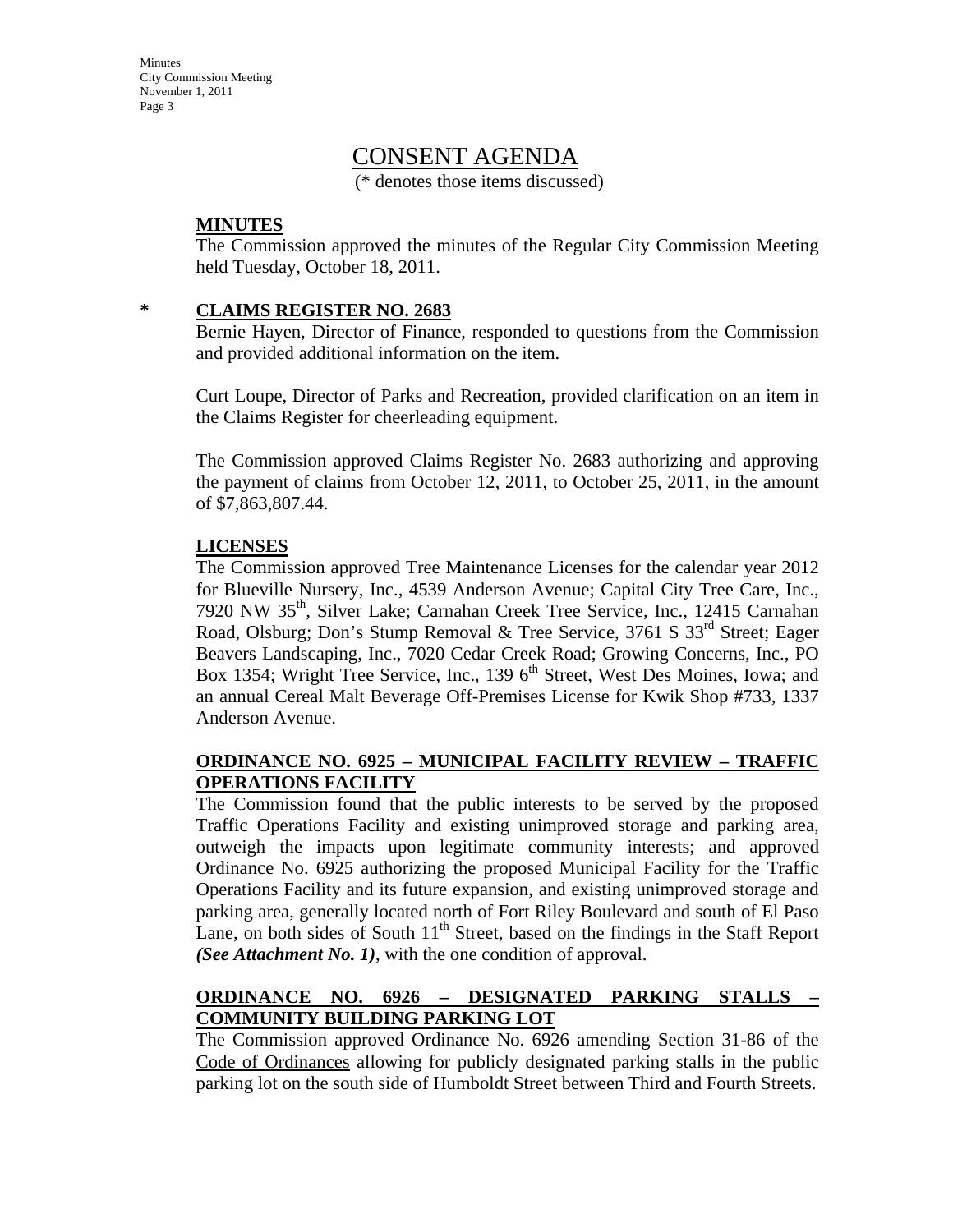# CONSENT AGENDA

(* denotes those items discussed)

**MINUTES**

The Commission approved the minutes of the Regular City Commission Meeting held Tuesday, October 18, 2011.

**\* CLAIMS REGISTER NO. 2683**

Bernie Hayen, Director of Finance, responded to questions from the Commission and provided additional information on the item.

Curt Loupe, Director of Parks and Recreation, provided clarification on an item in the Claims Register for cheerleading equipment.

The Commission approved Claims Register No. 2683 authorizing and approving the payment of claims from October 12, 2011, to October 25, 2011, in the amount of $7,863,807.44.

**LICENSES**

The Commission approved Tree Maintenance Licenses for the calendar year 2012 for Blueville Nursery, Inc., 4539 Anderson Avenue; Capital City Tree Care, Inc., 7920 NW 35th, Silver Lake; Carnahan Creek Tree Service, Inc., 12415 Carnahan Road, Olsburg; Don's Stump Removal & Tree Service, 3761 S 33rd Street; Eager Beavers Landscaping, Inc., 7020 Cedar Creek Road; Growing Concerns, Inc., PO Box 1354; Wright Tree Service, Inc., 139 6th Street, West Des Moines, Iowa; and an annual Cereal Malt Beverage Off-Premises License for Kwik Shop #733, 1337 Anderson Avenue.

**ORDINANCE NO. 6925 – MUNICIPAL FACILITY REVIEW – TRAFFIC OPERATIONS FACILITY**

The Commission found that the public interests to be served by the proposed Traffic Operations Facility and existing unimproved storage and parking area, outweigh the impacts upon legitimate community interests; and approved Ordinance No. 6925 authorizing the proposed Municipal Facility for the Traffic Operations Facility and its future expansion, and existing unimproved storage and parking area, generally located north of Fort Riley Boulevard and south of El Paso Lane, on both sides of South 11th Street, based on the findings in the Staff Report ***(See Attachment No. 1)***, with the one condition of approval.

**ORDINANCE NO. 6926 – DESIGNATED PARKING STALLS – COMMUNITY BUILDING PARKING LOT**

The Commission approved Ordinance No. 6926 amending Section 31-86 of the Code of Ordinances allowing for publicly designated parking stalls in the public parking lot on the south side of Humboldt Street between Third and Fourth Streets.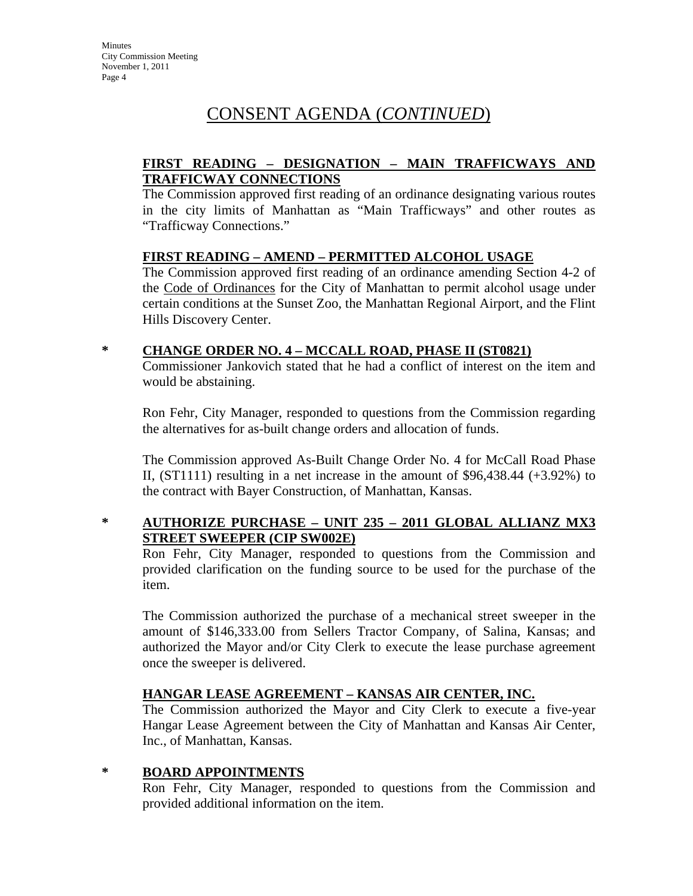# CONSENT AGENDA (*CONTINUED*)

**FIRST READING – DESIGNATION – MAIN TRAFFICWAYS AND TRAFFICWAY CONNECTIONS**

The Commission approved first reading of an ordinance designating various routes in the city limits of Manhattan as "Main Trafficways" and other routes as "Trafficway Connections."

**FIRST READING – AMEND – PERMITTED ALCOHOL USAGE**

The Commission approved first reading of an ordinance amending Section 4-2 of the Code of Ordinances for the City of Manhattan to permit alcohol usage under certain conditions at the Sunset Zoo, the Manhattan Regional Airport, and the Flint Hills Discovery Center.

\* **CHANGE ORDER NO. 4 – MCCALL ROAD, PHASE II (ST0821)**

Commissioner Jankovich stated that he had a conflict of interest on the item and would be abstaining.

Ron Fehr, City Manager, responded to questions from the Commission regarding the alternatives for as-built change orders and allocation of funds.

The Commission approved As-Built Change Order No. 4 for McCall Road Phase II, (ST1111) resulting in a net increase in the amount of $96,438.44 (+3.92%) to the contract with Bayer Construction, of Manhattan, Kansas.

\* **AUTHORIZE PURCHASE – UNIT 235 – 2011 GLOBAL ALLIANZ MX3 STREET SWEEPER (CIP SW002E)**

Ron Fehr, City Manager, responded to questions from the Commission and provided clarification on the funding source to be used for the purchase of the item.

The Commission authorized the purchase of a mechanical street sweeper in the amount of $146,333.00 from Sellers Tractor Company, of Salina, Kansas; and authorized the Mayor and/or City Clerk to execute the lease purchase agreement once the sweeper is delivered.

**HANGAR LEASE AGREEMENT – KANSAS AIR CENTER, INC.**

The Commission authorized the Mayor and City Clerk to execute a five-year Hangar Lease Agreement between the City of Manhattan and Kansas Air Center, Inc., of Manhattan, Kansas.

\* **BOARD APPOINTMENTS**

Ron Fehr, City Manager, responded to questions from the Commission and provided additional information on the item.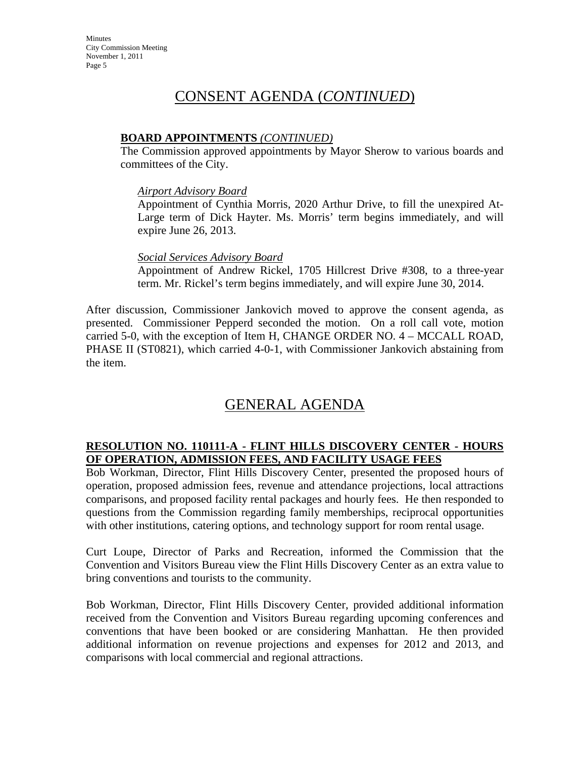# CONSENT AGENDA (*CONTINUED*)

**BOARD APPOINTMENTS** ***(CONTINUED)***

The Commission approved appointments by Mayor Sherow to various boards and committees of the City.

*Airport Advisory Board*

Appointment of Cynthia Morris, 2020 Arthur Drive, to fill the unexpired At-Large term of Dick Hayter. Ms. Morris' term begins immediately, and will expire June 26, 2013.

*Social Services Advisory Board*

Appointment of Andrew Rickel, 1705 Hillcrest Drive #308, to a three-year term. Mr. Rickel's term begins immediately, and will expire June 30, 2014.

After discussion, Commissioner Jankovich moved to approve the consent agenda, as presented. Commissioner Pepperd seconded the motion. On a roll call vote, motion carried 5-0, with the exception of Item H, CHANGE ORDER NO. 4 – MCCALL ROAD, PHASE II (ST0821), which carried 4-0-1, with Commissioner Jankovich abstaining from the item.

# GENERAL AGENDA

**RESOLUTION NO. 110111-A - FLINT HILLS DISCOVERY CENTER - HOURS OF OPERATION, ADMISSION FEES, AND FACILITY USAGE FEES**

Bob Workman, Director, Flint Hills Discovery Center, presented the proposed hours of operation, proposed admission fees, revenue and attendance projections, local attractions comparisons, and proposed facility rental packages and hourly fees. He then responded to questions from the Commission regarding family memberships, reciprocal opportunities with other institutions, catering options, and technology support for room rental usage.

Curt Loupe, Director of Parks and Recreation, informed the Commission that the Convention and Visitors Bureau view the Flint Hills Discovery Center as an extra value to bring conventions and tourists to the community.

Bob Workman, Director, Flint Hills Discovery Center, provided additional information received from the Convention and Visitors Bureau regarding upcoming conferences and conventions that have been booked or are considering Manhattan. He then provided additional information on revenue projections and expenses for 2012 and 2013, and comparisons with local commercial and regional attractions.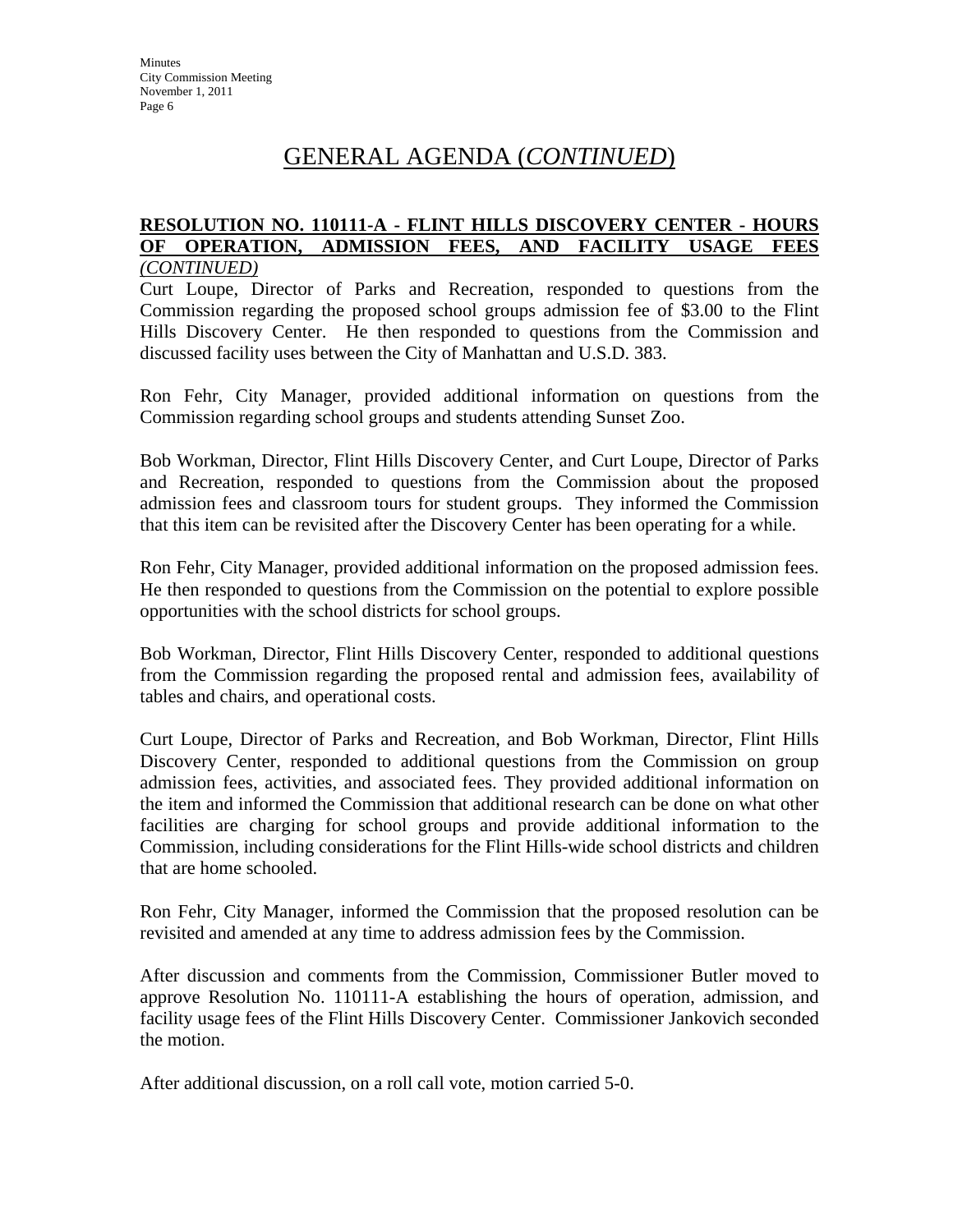# GENERAL AGENDA (*CONTINUED*)

**RESOLUTION NO. 110111-A - FLINT HILLS DISCOVERY CENTER - HOURS OF OPERATION, ADMISSION FEES, AND FACILITY USAGE FEES** ***(CONTINUED)***

Curt Loupe, Director of Parks and Recreation, responded to questions from the Commission regarding the proposed school groups admission fee of $3.00 to the Flint Hills Discovery Center. He then responded to questions from the Commission and discussed facility uses between the City of Manhattan and U.S.D. 383.

Ron Fehr, City Manager, provided additional information on questions from the Commission regarding school groups and students attending Sunset Zoo.

Bob Workman, Director, Flint Hills Discovery Center, and Curt Loupe, Director of Parks and Recreation, responded to questions from the Commission about the proposed admission fees and classroom tours for student groups. They informed the Commission that this item can be revisited after the Discovery Center has been operating for a while.

Ron Fehr, City Manager, provided additional information on the proposed admission fees. He then responded to questions from the Commission on the potential to explore possible opportunities with the school districts for school groups.

Bob Workman, Director, Flint Hills Discovery Center, responded to additional questions from the Commission regarding the proposed rental and admission fees, availability of tables and chairs, and operational costs.

Curt Loupe, Director of Parks and Recreation, and Bob Workman, Director, Flint Hills Discovery Center, responded to additional questions from the Commission on group admission fees, activities, and associated fees. They provided additional information on the item and informed the Commission that additional research can be done on what other facilities are charging for school groups and provide additional information to the Commission, including considerations for the Flint Hills-wide school districts and children that are home schooled.

Ron Fehr, City Manager, informed the Commission that the proposed resolution can be revisited and amended at any time to address admission fees by the Commission.

After discussion and comments from the Commission, Commissioner Butler moved to approve Resolution No. 110111-A establishing the hours of operation, admission, and facility usage fees of the Flint Hills Discovery Center. Commissioner Jankovich seconded the motion.

After additional discussion, on a roll call vote, motion carried 5-0.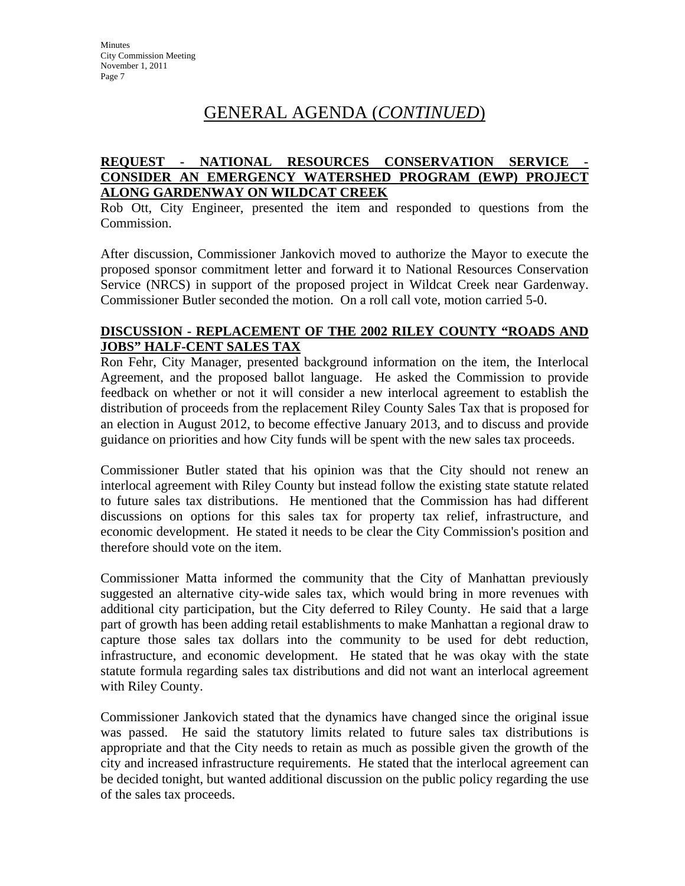# GENERAL AGENDA (*CONTINUED*)

**REQUEST - NATIONAL RESOURCES CONSERVATION SERVICE - CONSIDER AN EMERGENCY WATERSHED PROGRAM (EWP) PROJECT ALONG GARDENWAY ON WILDCAT CREEK**

Rob Ott, City Engineer, presented the item and responded to questions from the Commission.

After discussion, Commissioner Jankovich moved to authorize the Mayor to execute the proposed sponsor commitment letter and forward it to National Resources Conservation Service (NRCS) in support of the proposed project in Wildcat Creek near Gardenway. Commissioner Butler seconded the motion. On a roll call vote, motion carried 5-0.

**DISCUSSION - REPLACEMENT OF THE 2002 RILEY COUNTY "ROADS AND JOBS" HALF-CENT SALES TAX**

Ron Fehr, City Manager, presented background information on the item, the Interlocal Agreement, and the proposed ballot language. He asked the Commission to provide feedback on whether or not it will consider a new interlocal agreement to establish the distribution of proceeds from the replacement Riley County Sales Tax that is proposed for an election in August 2012, to become effective January 2013, and to discuss and provide guidance on priorities and how City funds will be spent with the new sales tax proceeds.

Commissioner Butler stated that his opinion was that the City should not renew an interlocal agreement with Riley County but instead follow the existing state statute related to future sales tax distributions. He mentioned that the Commission has had different discussions on options for this sales tax for property tax relief, infrastructure, and economic development. He stated it needs to be clear the City Commission's position and therefore should vote on the item.

Commissioner Matta informed the community that the City of Manhattan previously suggested an alternative city-wide sales tax, which would bring in more revenues with additional city participation, but the City deferred to Riley County. He said that a large part of growth has been adding retail establishments to make Manhattan a regional draw to capture those sales tax dollars into the community to be used for debt reduction, infrastructure, and economic development. He stated that he was okay with the state statute formula regarding sales tax distributions and did not want an interlocal agreement with Riley County.

Commissioner Jankovich stated that the dynamics have changed since the original issue was passed. He said the statutory limits related to future sales tax distributions is appropriate and that the City needs to retain as much as possible given the growth of the city and increased infrastructure requirements. He stated that the interlocal agreement can be decided tonight, but wanted additional discussion on the public policy regarding the use of the sales tax proceeds.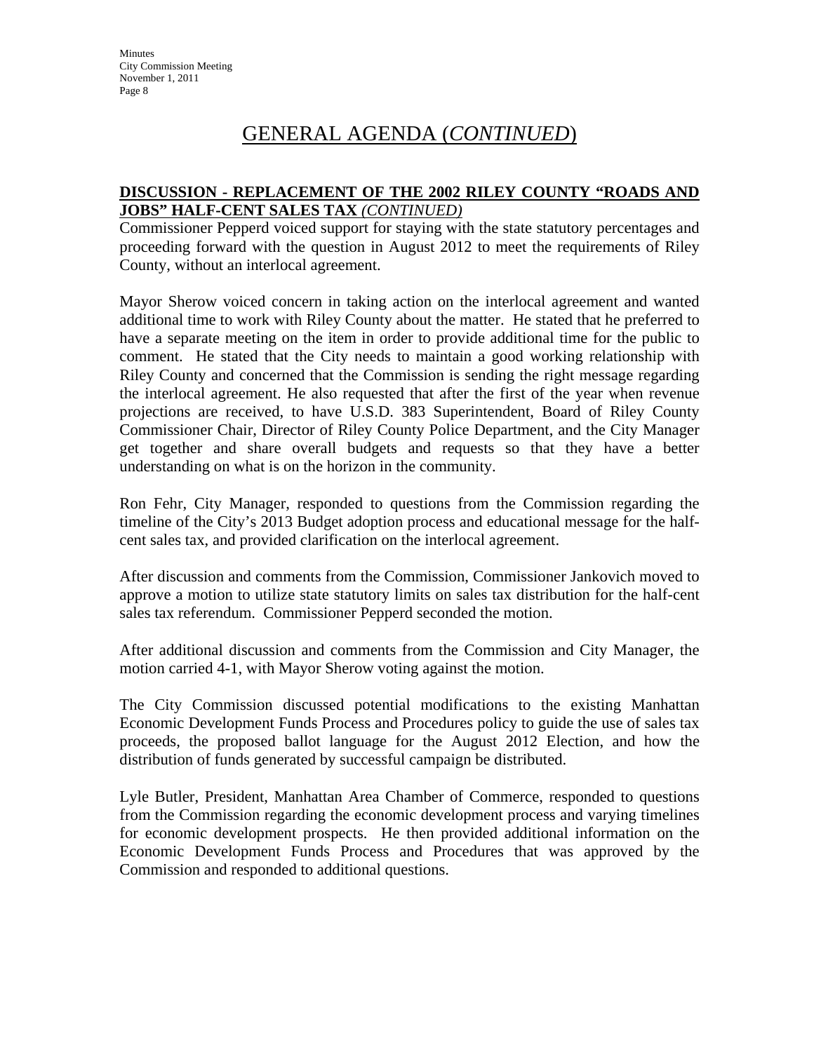# GENERAL AGENDA (*CONTINUED*)

**DISCUSSION - REPLACEMENT OF THE 2002 RILEY COUNTY "ROADS AND JOBS" HALF-CENT SALES TAX** *(CONTINUED)*

Commissioner Pepperd voiced support for staying with the state statutory percentages and proceeding forward with the question in August 2012 to meet the requirements of Riley County, without an interlocal agreement.

Mayor Sherow voiced concern in taking action on the interlocal agreement and wanted additional time to work with Riley County about the matter. He stated that he preferred to have a separate meeting on the item in order to provide additional time for the public to comment. He stated that the City needs to maintain a good working relationship with Riley County and concerned that the Commission is sending the right message regarding the interlocal agreement. He also requested that after the first of the year when revenue projections are received, to have U.S.D. 383 Superintendent, Board of Riley County Commissioner Chair, Director of Riley County Police Department, and the City Manager get together and share overall budgets and requests so that they have a better understanding on what is on the horizon in the community.

Ron Fehr, City Manager, responded to questions from the Commission regarding the timeline of the City's 2013 Budget adoption process and educational message for the half-cent sales tax, and provided clarification on the interlocal agreement.

After discussion and comments from the Commission, Commissioner Jankovich moved to approve a motion to utilize state statutory limits on sales tax distribution for the half-cent sales tax referendum. Commissioner Pepperd seconded the motion.

After additional discussion and comments from the Commission and City Manager, the motion carried 4-1, with Mayor Sherow voting against the motion.

The City Commission discussed potential modifications to the existing Manhattan Economic Development Funds Process and Procedures policy to guide the use of sales tax proceeds, the proposed ballot language for the August 2012 Election, and how the distribution of funds generated by successful campaign be distributed.

Lyle Butler, President, Manhattan Area Chamber of Commerce, responded to questions from the Commission regarding the economic development process and varying timelines for economic development prospects. He then provided additional information on the Economic Development Funds Process and Procedures that was approved by the Commission and responded to additional questions.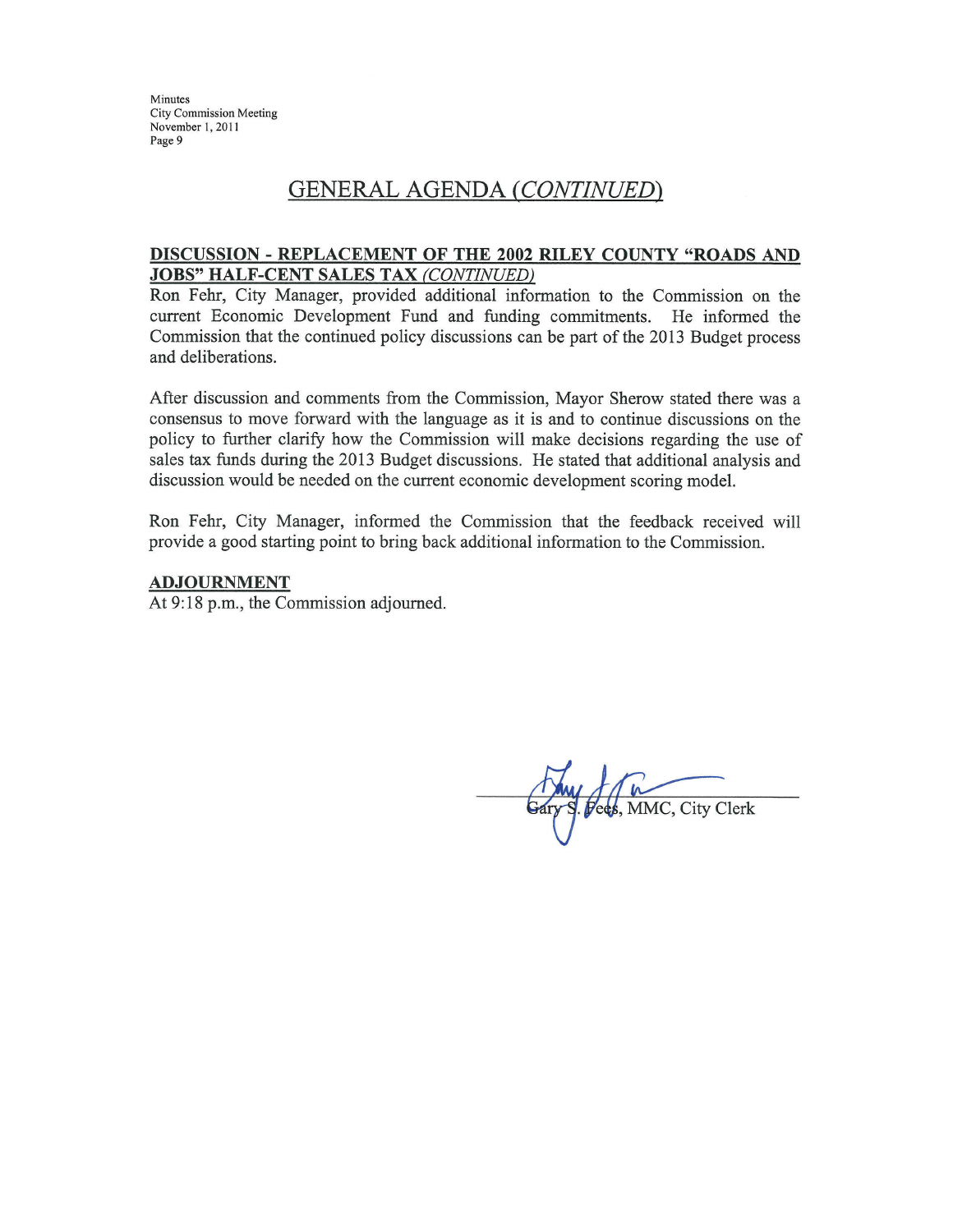## GENERAL AGENDA *(CONTINUED)*

**DISCUSSION - REPLACEMENT OF THE 2002 RILEY COUNTY "ROADS AND JOBS" HALF-CENT SALES TAX *(CONTINUED)***

Ron Fehr, City Manager, provided additional information to the Commission on the current Economic Development Fund and funding commitments. He informed the Commission that the continued policy discussions can be part of the 2013 Budget process and deliberations.

After discussion and comments from the Commission, Mayor Sherow stated there was a consensus to move forward with the language as it is and to continue discussions on the policy to further clarify how the Commission will make decisions regarding the use of sales tax funds during the 2013 Budget discussions. He stated that additional analysis and discussion would be needed on the current economic development scoring model.

Ron Fehr, City Manager, informed the Commission that the feedback received will provide a good starting point to bring back additional information to the Commission.

**ADJOURNMENT**

At 9:18 p.m., the Commission adjourned.

Gary S. Fees, MMC, City Clerk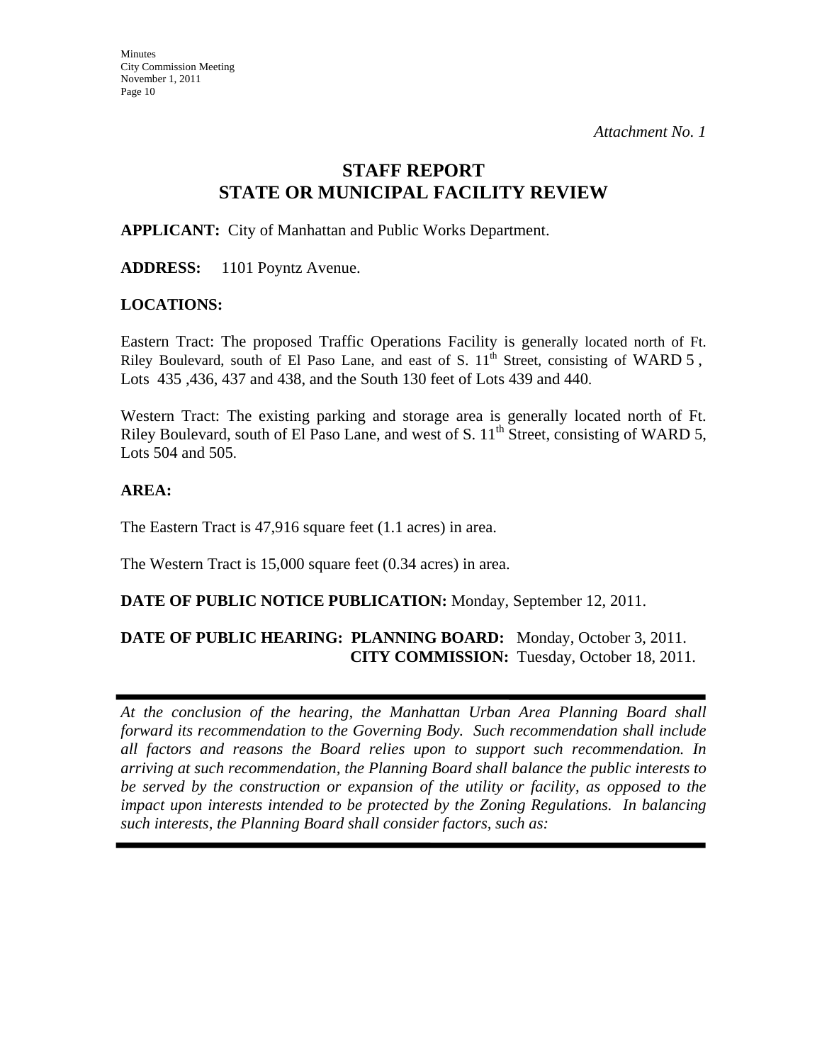*Attachment No. 1*

# STAFF REPORT
# STATE OR MUNICIPAL FACILITY REVIEW

**APPLICANT:** City of Manhattan and Public Works Department.

**ADDRESS:** 1101 Poyntz Avenue.

**LOCATIONS:**

Eastern Tract: The proposed Traffic Operations Facility is generally located north of Ft. Riley Boulevard, south of El Paso Lane, and east of S. 11th Street, consisting of WARD 5 , Lots 435 ,436, 437 and 438, and the South 130 feet of Lots 439 and 440.

Western Tract: The existing parking and storage area is generally located north of Ft. Riley Boulevard, south of El Paso Lane, and west of S. 11th Street, consisting of WARD 5, Lots 504 and 505.

**AREA:**

The Eastern Tract is 47,916 square feet (1.1 acres) in area.

The Western Tract is 15,000 square feet (0.34 acres) in area.

**DATE OF PUBLIC NOTICE PUBLICATION:** Monday, September 12, 2011.

**DATE OF PUBLIC HEARING: PLANNING BOARD:** Monday, October 3, 2011.
**CITY COMMISSION:** Tuesday, October 18, 2011.

---

*At the conclusion of the hearing, the Manhattan Urban Area Planning Board shall forward its recommendation to the Governing Body. Such recommendation shall include all factors and reasons the Board relies upon to support such recommendation. In arriving at such recommendation, the Planning Board shall balance the public interests to be served by the construction or expansion of the utility or facility, as opposed to the impact upon interests intended to be protected by the Zoning Regulations. In balancing such interests, the Planning Board shall consider factors, such as:*

---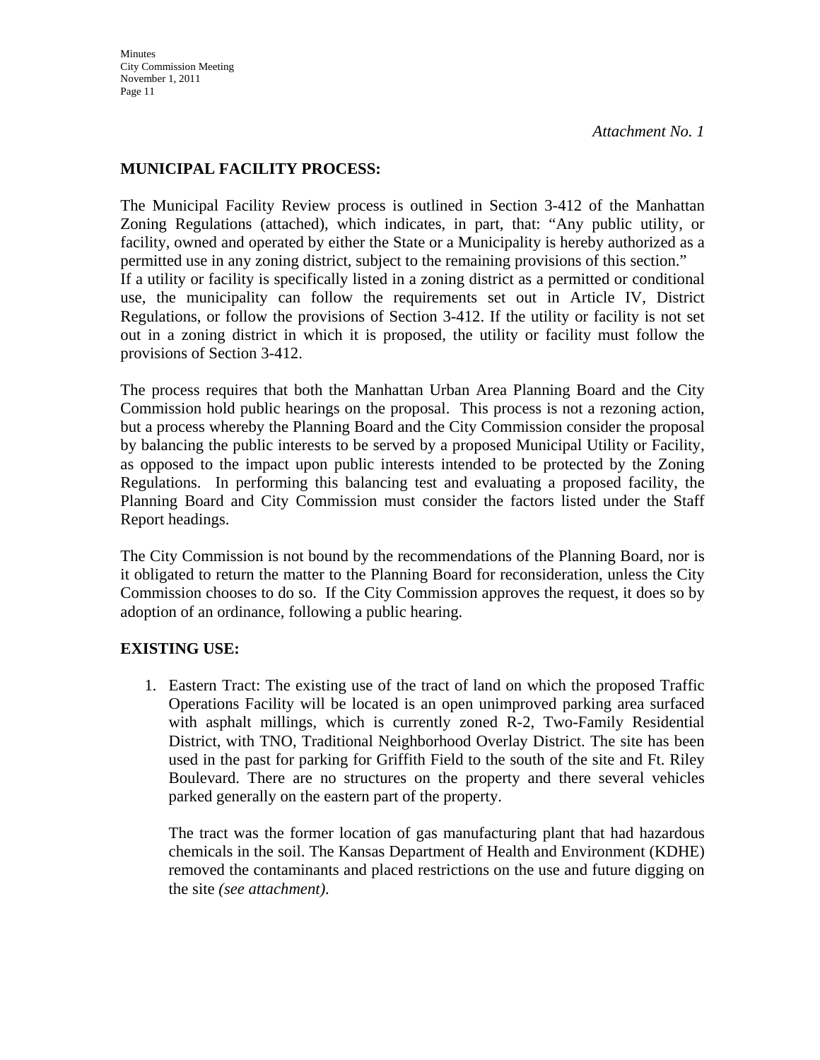*Attachment No. 1*

**MUNICIPAL FACILITY PROCESS:**

The Municipal Facility Review process is outlined in Section 3-412 of the Manhattan Zoning Regulations (attached), which indicates, in part, that: "Any public utility, or facility, owned and operated by either the State or a Municipality is hereby authorized as a permitted use in any zoning district, subject to the remaining provisions of this section." If a utility or facility is specifically listed in a zoning district as a permitted or conditional use, the municipality can follow the requirements set out in Article IV, District Regulations, or follow the provisions of Section 3-412. If the utility or facility is not set out in a zoning district in which it is proposed, the utility or facility must follow the provisions of Section 3-412.

The process requires that both the Manhattan Urban Area Planning Board and the City Commission hold public hearings on the proposal. This process is not a rezoning action, but a process whereby the Planning Board and the City Commission consider the proposal by balancing the public interests to be served by a proposed Municipal Utility or Facility, as opposed to the impact upon public interests intended to be protected by the Zoning Regulations. In performing this balancing test and evaluating a proposed facility, the Planning Board and City Commission must consider the factors listed under the Staff Report headings.

The City Commission is not bound by the recommendations of the Planning Board, nor is it obligated to return the matter to the Planning Board for reconsideration, unless the City Commission chooses to do so. If the City Commission approves the request, it does so by adoption of an ordinance, following a public hearing.

**EXISTING USE:**

1. Eastern Tract: The existing use of the tract of land on which the proposed Traffic Operations Facility will be located is an open unimproved parking area surfaced with asphalt millings, which is currently zoned R-2, Two-Family Residential District, with TNO, Traditional Neighborhood Overlay District. The site has been used in the past for parking for Griffith Field to the south of the site and Ft. Riley Boulevard. There are no structures on the property and there several vehicles parked generally on the eastern part of the property.

   The tract was the former location of gas manufacturing plant that had hazardous chemicals in the soil. The Kansas Department of Health and Environment (KDHE) removed the contaminants and placed restrictions on the use and future digging on the site *(see attachment)*.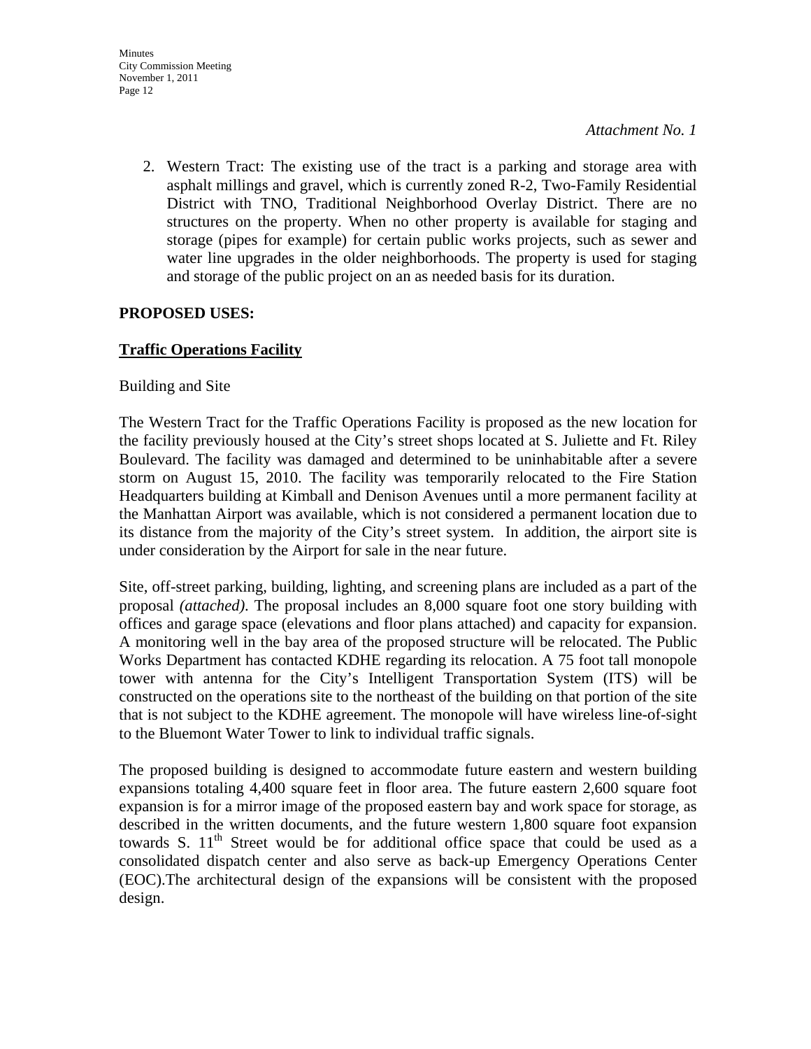*Attachment No. 1*

2. Western Tract: The existing use of the tract is a parking and storage area with asphalt millings and gravel, which is currently zoned R-2, Two-Family Residential District with TNO, Traditional Neighborhood Overlay District. There are no structures on the property. When no other property is available for staging and storage (pipes for example) for certain public works projects, such as sewer and water line upgrades in the older neighborhoods. The property is used for staging and storage of the public project on an as needed basis for its duration.

**PROPOSED USES:**

**Traffic Operations Facility**

Building and Site

The Western Tract for the Traffic Operations Facility is proposed as the new location for the facility previously housed at the City's street shops located at S. Juliette and Ft. Riley Boulevard. The facility was damaged and determined to be uninhabitable after a severe storm on August 15, 2010. The facility was temporarily relocated to the Fire Station Headquarters building at Kimball and Denison Avenues until a more permanent facility at the Manhattan Airport was available, which is not considered a permanent location due to its distance from the majority of the City's street system. In addition, the airport site is under consideration by the Airport for sale in the near future.

Site, off-street parking, building, lighting, and screening plans are included as a part of the proposal *(attached)*. The proposal includes an 8,000 square foot one story building with offices and garage space (elevations and floor plans attached) and capacity for expansion. A monitoring well in the bay area of the proposed structure will be relocated. The Public Works Department has contacted KDHE regarding its relocation. A 75 foot tall monopole tower with antenna for the City's Intelligent Transportation System (ITS) will be constructed on the operations site to the northeast of the building on that portion of the site that is not subject to the KDHE agreement. The monopole will have wireless line-of-sight to the Bluemont Water Tower to link to individual traffic signals.

The proposed building is designed to accommodate future eastern and western building expansions totaling 4,400 square feet in floor area. The future eastern 2,600 square foot expansion is for a mirror image of the proposed eastern bay and work space for storage, as described in the written documents, and the future western 1,800 square foot expansion towards S. 11th Street would be for additional office space that could be used as a consolidated dispatch center and also serve as back-up Emergency Operations Center (EOC).The architectural design of the expansions will be consistent with the proposed design.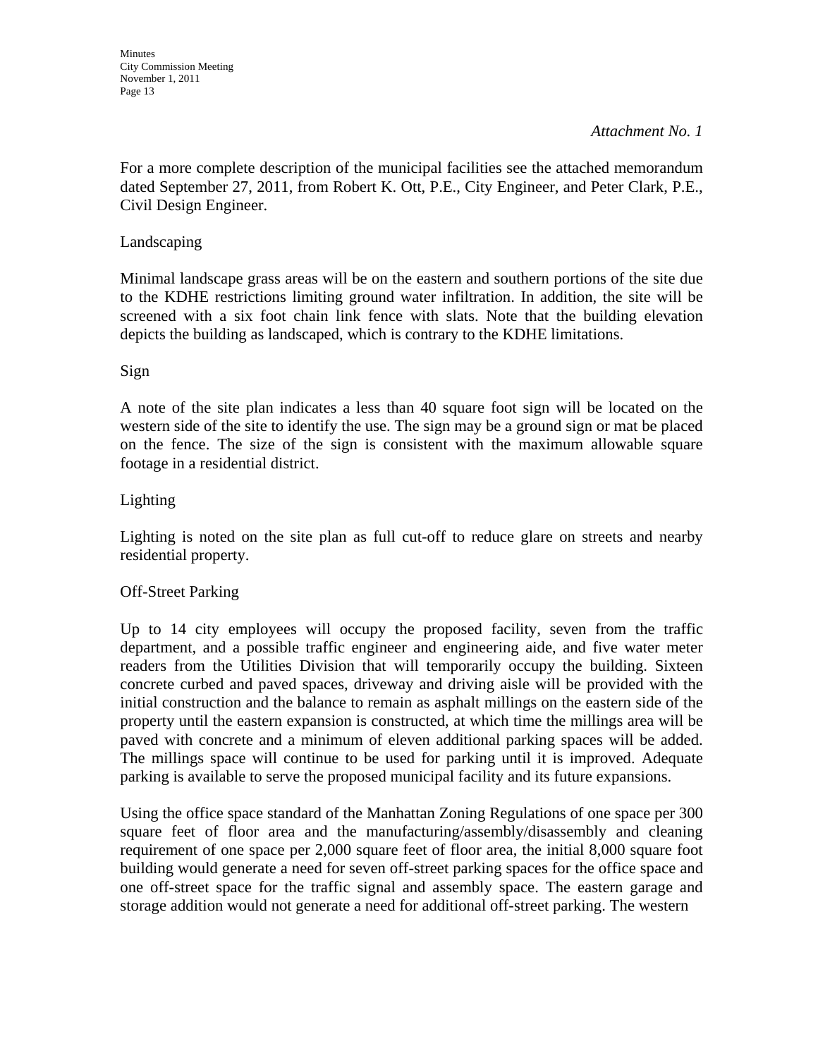*Attachment No. 1*

For a more complete description of the municipal facilities see the attached memorandum dated September 27, 2011, from Robert K. Ott, P.E., City Engineer, and Peter Clark, P.E., Civil Design Engineer.

Landscaping

Minimal landscape grass areas will be on the eastern and southern portions of the site due to the KDHE restrictions limiting ground water infiltration. In addition, the site will be screened with a six foot chain link fence with slats. Note that the building elevation depicts the building as landscaped, which is contrary to the KDHE limitations.

Sign

A note of the site plan indicates a less than 40 square foot sign will be located on the western side of the site to identify the use. The sign may be a ground sign or mat be placed on the fence. The size of the sign is consistent with the maximum allowable square footage in a residential district.

Lighting

Lighting is noted on the site plan as full cut-off to reduce glare on streets and nearby residential property.

Off-Street Parking

Up to 14 city employees will occupy the proposed facility, seven from the traffic department, and a possible traffic engineer and engineering aide, and five water meter readers from the Utilities Division that will temporarily occupy the building. Sixteen concrete curbed and paved spaces, driveway and driving aisle will be provided with the initial construction and the balance to remain as asphalt millings on the eastern side of the property until the eastern expansion is constructed, at which time the millings area will be paved with concrete and a minimum of eleven additional parking spaces will be added. The millings space will continue to be used for parking until it is improved. Adequate parking is available to serve the proposed municipal facility and its future expansions.

Using the office space standard of the Manhattan Zoning Regulations of one space per 300 square feet of floor area and the manufacturing/assembly/disassembly and cleaning requirement of one space per 2,000 square feet of floor area, the initial 8,000 square foot building would generate a need for seven off-street parking spaces for the office space and one off-street space for the traffic signal and assembly space. The eastern garage and storage addition would not generate a need for additional off-street parking. The western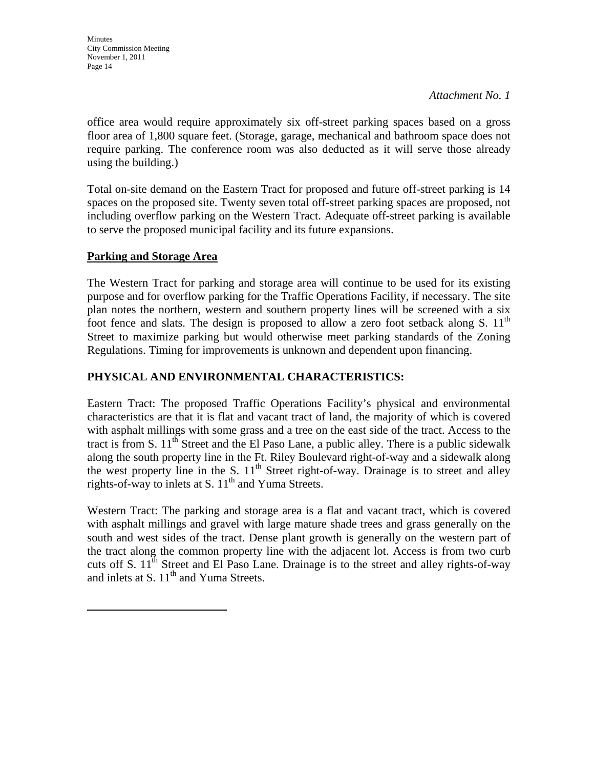*Attachment No. 1*

office area would require approximately six off-street parking spaces based on a gross floor area of 1,800 square feet. (Storage, garage, mechanical and bathroom space does not require parking. The conference room was also deducted as it will serve those already using the building.)

Total on-site demand on the Eastern Tract for proposed and future off-street parking is 14 spaces on the proposed site. Twenty seven total off-street parking spaces are proposed, not including overflow parking on the Western Tract. Adequate off-street parking is available to serve the proposed municipal facility and its future expansions.

**Parking and Storage Area**

The Western Tract for parking and storage area will continue to be used for its existing purpose and for overflow parking for the Traffic Operations Facility, if necessary. The site plan notes the northern, western and southern property lines will be screened with a six foot fence and slats. The design is proposed to allow a zero foot setback along S. 11th Street to maximize parking but would otherwise meet parking standards of the Zoning Regulations. Timing for improvements is unknown and dependent upon financing.

## PHYSICAL AND ENVIRONMENTAL CHARACTERISTICS:

Eastern Tract: The proposed Traffic Operations Facility's physical and environmental characteristics are that it is flat and vacant tract of land, the majority of which is covered with asphalt millings with some grass and a tree on the east side of the tract. Access to the tract is from S. 11th Street and the El Paso Lane, a public alley. There is a public sidewalk along the south property line in the Ft. Riley Boulevard right-of-way and a sidewalk along the west property line in the S. 11th Street right-of-way. Drainage is to street and alley rights-of-way to inlets at S. 11th and Yuma Streets.

Western Tract: The parking and storage area is a flat and vacant tract, which is covered with asphalt millings and gravel with large mature shade trees and grass generally on the south and west sides of the tract. Dense plant growth is generally on the western part of the tract along the common property line with the adjacent lot. Access is from two curb cuts off S. 11th Street and El Paso Lane. Drainage is to the street and alley rights-of-way and inlets at S. 11th and Yuma Streets.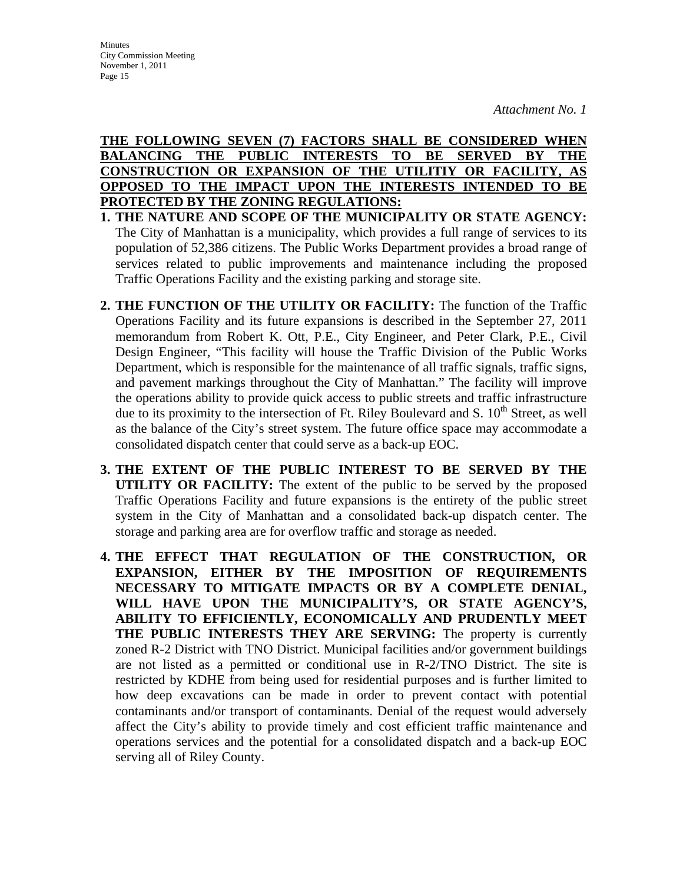*Attachment No. 1*

**THE FOLLOWING SEVEN (7) FACTORS SHALL BE CONSIDERED WHEN BALANCING THE PUBLIC INTERESTS TO BE SERVED BY THE CONSTRUCTION OR EXPANSION OF THE UTILITIY OR FACILITY, AS OPPOSED TO THE IMPACT UPON THE INTERESTS INTENDED TO BE PROTECTED BY THE ZONING REGULATIONS:**

1. **THE NATURE AND SCOPE OF THE MUNICIPALITY OR STATE AGENCY:** The City of Manhattan is a municipality, which provides a full range of services to its population of 52,386 citizens. The Public Works Department provides a broad range of services related to public improvements and maintenance including the proposed Traffic Operations Facility and the existing parking and storage site.

2. **THE FUNCTION OF THE UTILITY OR FACILITY:** The function of the Traffic Operations Facility and its future expansions is described in the September 27, 2011 memorandum from Robert K. Ott, P.E., City Engineer, and Peter Clark, P.E., Civil Design Engineer, "This facility will house the Traffic Division of the Public Works Department, which is responsible for the maintenance of all traffic signals, traffic signs, and pavement markings throughout the City of Manhattan." The facility will improve the operations ability to provide quick access to public streets and traffic infrastructure due to its proximity to the intersection of Ft. Riley Boulevard and S. 10th Street, as well as the balance of the City's street system. The future office space may accommodate a consolidated dispatch center that could serve as a back-up EOC.

3. **THE EXTENT OF THE PUBLIC INTEREST TO BE SERVED BY THE UTILITY OR FACILITY:** The extent of the public to be served by the proposed Traffic Operations Facility and future expansions is the entirety of the public street system in the City of Manhattan and a consolidated back-up dispatch center. The storage and parking area are for overflow traffic and storage as needed.

4. **THE EFFECT THAT REGULATION OF THE CONSTRUCTION, OR EXPANSION, EITHER BY THE IMPOSITION OF REQUIREMENTS NECESSARY TO MITIGATE IMPACTS OR BY A COMPLETE DENIAL, WILL HAVE UPON THE MUNICIPALITY'S, OR STATE AGENCY'S, ABILITY TO EFFICIENTLY, ECONOMICALLY AND PRUDENTLY MEET THE PUBLIC INTERESTS THEY ARE SERVING:** The property is currently zoned R-2 District with TNO District. Municipal facilities and/or government buildings are not listed as a permitted or conditional use in R-2/TNO District. The site is restricted by KDHE from being used for residential purposes and is further limited to how deep excavations can be made in order to prevent contact with potential contaminants and/or transport of contaminants. Denial of the request would adversely affect the City's ability to provide timely and cost efficient traffic maintenance and operations services and the potential for a consolidated dispatch and a back-up EOC serving all of Riley County.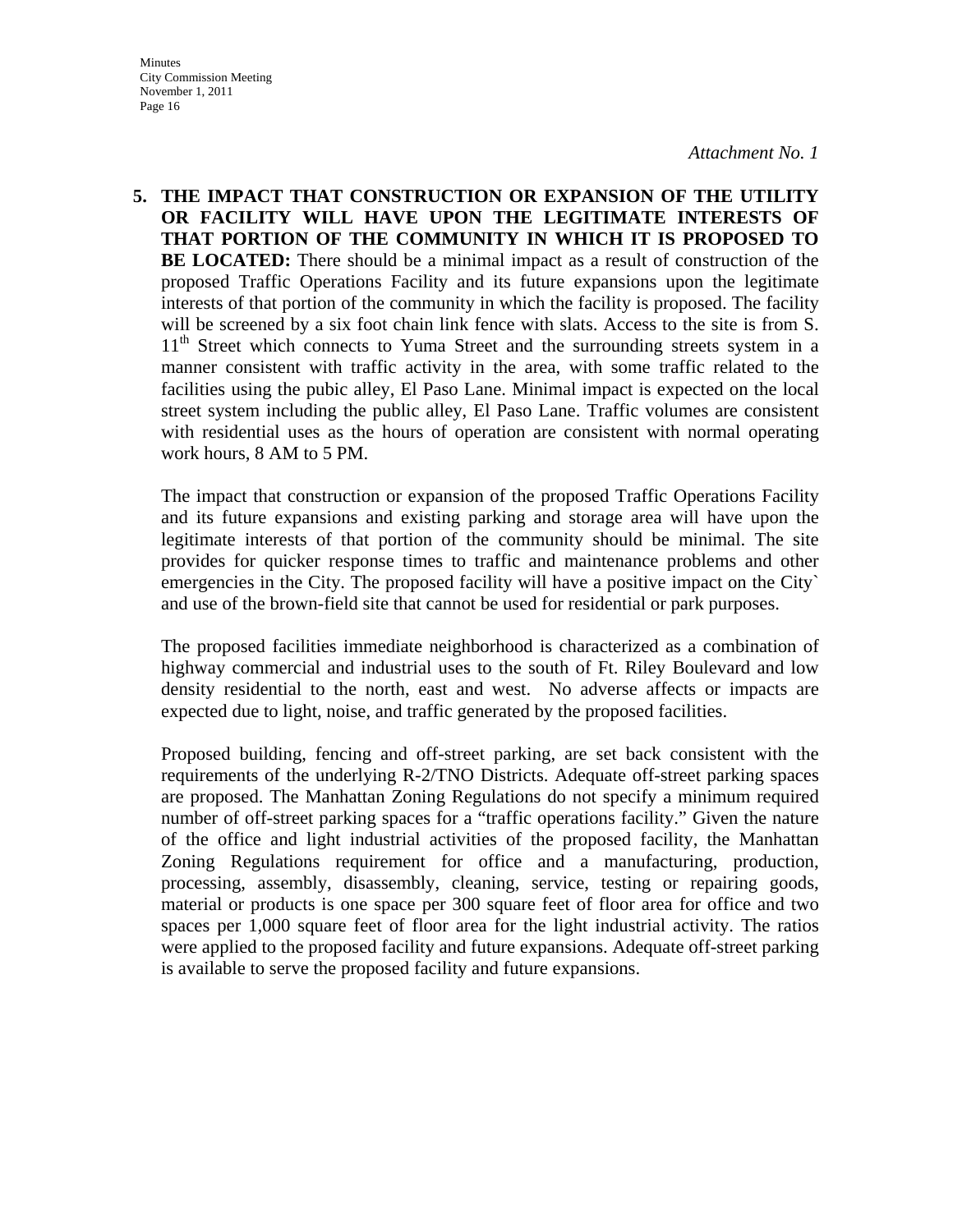*Attachment No. 1*

**5. THE IMPACT THAT CONSTRUCTION OR EXPANSION OF THE UTILITY OR FACILITY WILL HAVE UPON THE LEGITIMATE INTERESTS OF THAT PORTION OF THE COMMUNITY IN WHICH IT IS PROPOSED TO BE LOCATED:** There should be a minimal impact as a result of construction of the proposed Traffic Operations Facility and its future expansions upon the legitimate interests of that portion of the community in which the facility is proposed. The facility will be screened by a six foot chain link fence with slats. Access to the site is from S. 11th Street which connects to Yuma Street and the surrounding streets system in a manner consistent with traffic activity in the area, with some traffic related to the facilities using the pubic alley, El Paso Lane. Minimal impact is expected on the local street system including the public alley, El Paso Lane. Traffic volumes are consistent with residential uses as the hours of operation are consistent with normal operating work hours, 8 AM to 5 PM.

The impact that construction or expansion of the proposed Traffic Operations Facility and its future expansions and existing parking and storage area will have upon the legitimate interests of that portion of the community should be minimal. The site provides for quicker response times to traffic and maintenance problems and other emergencies in the City. The proposed facility will have a positive impact on the City` and use of the brown-field site that cannot be used for residential or park purposes.

The proposed facilities immediate neighborhood is characterized as a combination of highway commercial and industrial uses to the south of Ft. Riley Boulevard and low density residential to the north, east and west. No adverse affects or impacts are expected due to light, noise, and traffic generated by the proposed facilities.

Proposed building, fencing and off-street parking, are set back consistent with the requirements of the underlying R-2/TNO Districts. Adequate off-street parking spaces are proposed. The Manhattan Zoning Regulations do not specify a minimum required number of off-street parking spaces for a "traffic operations facility." Given the nature of the office and light industrial activities of the proposed facility, the Manhattan Zoning Regulations requirement for office and a manufacturing, production, processing, assembly, disassembly, cleaning, service, testing or repairing goods, material or products is one space per 300 square feet of floor area for office and two spaces per 1,000 square feet of floor area for the light industrial activity. The ratios were applied to the proposed facility and future expansions. Adequate off-street parking is available to serve the proposed facility and future expansions.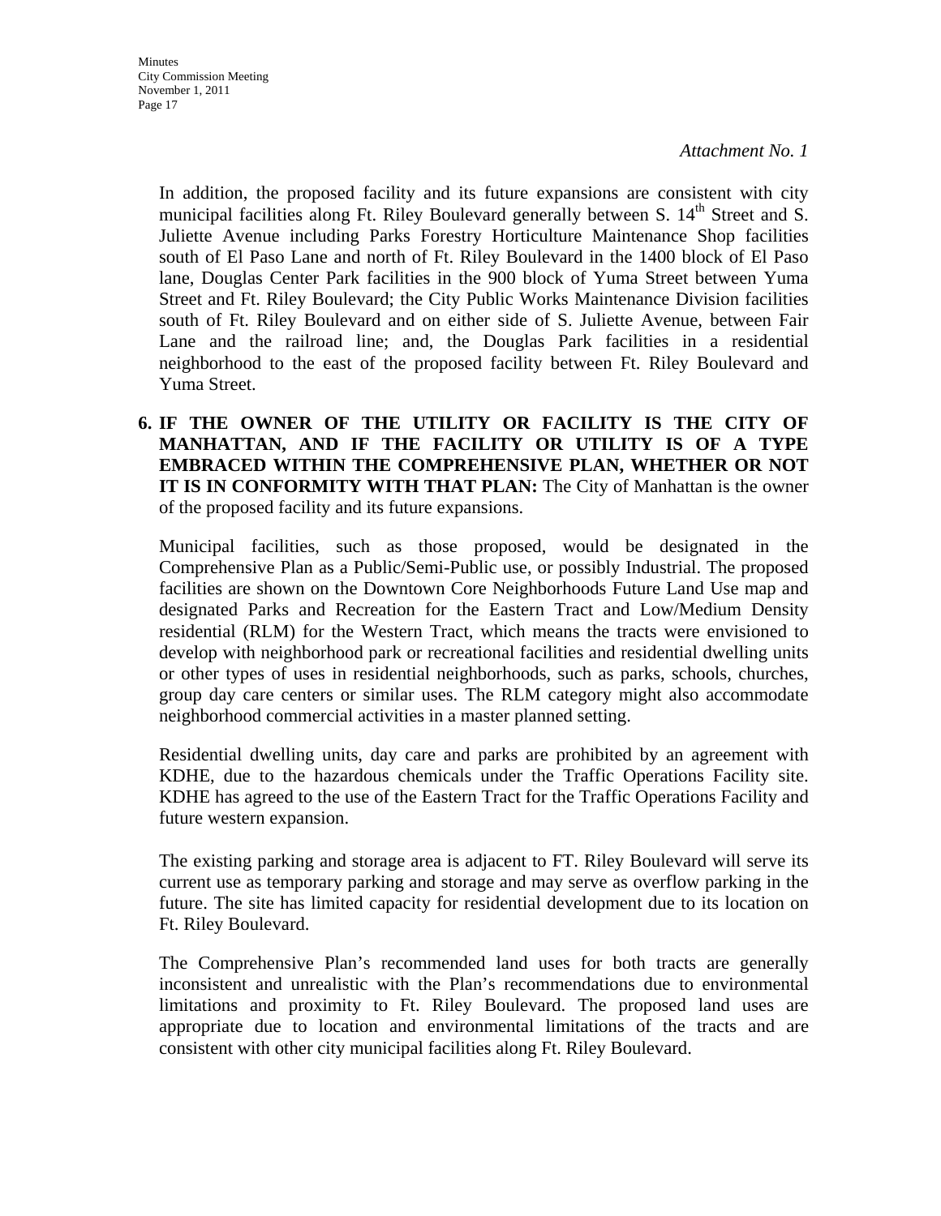*Attachment No. 1*

In addition, the proposed facility and its future expansions are consistent with city municipal facilities along Ft. Riley Boulevard generally between S. 14th Street and S. Juliette Avenue including Parks Forestry Horticulture Maintenance Shop facilities south of El Paso Lane and north of Ft. Riley Boulevard in the 1400 block of El Paso lane, Douglas Center Park facilities in the 900 block of Yuma Street between Yuma Street and Ft. Riley Boulevard; the City Public Works Maintenance Division facilities south of Ft. Riley Boulevard and on either side of S. Juliette Avenue, between Fair Lane and the railroad line; and, the Douglas Park facilities in a residential neighborhood to the east of the proposed facility between Ft. Riley Boulevard and Yuma Street.

6. **IF THE OWNER OF THE UTILITY OR FACILITY IS THE CITY OF MANHATTAN, AND IF THE FACILITY OR UTILITY IS OF A TYPE EMBRACED WITHIN THE COMPREHENSIVE PLAN, WHETHER OR NOT IT IS IN CONFORMITY WITH THAT PLAN:** The City of Manhattan is the owner of the proposed facility and its future expansions.

   Municipal facilities, such as those proposed, would be designated in the Comprehensive Plan as a Public/Semi-Public use, or possibly Industrial. The proposed facilities are shown on the Downtown Core Neighborhoods Future Land Use map and designated Parks and Recreation for the Eastern Tract and Low/Medium Density residential (RLM) for the Western Tract, which means the tracts were envisioned to develop with neighborhood park or recreational facilities and residential dwelling units or other types of uses in residential neighborhoods, such as parks, schools, churches, group day care centers or similar uses. The RLM category might also accommodate neighborhood commercial activities in a master planned setting.

   Residential dwelling units, day care and parks are prohibited by an agreement with KDHE, due to the hazardous chemicals under the Traffic Operations Facility site. KDHE has agreed to the use of the Eastern Tract for the Traffic Operations Facility and future western expansion.

   The existing parking and storage area is adjacent to FT. Riley Boulevard will serve its current use as temporary parking and storage and may serve as overflow parking in the future. The site has limited capacity for residential development due to its location on Ft. Riley Boulevard.

   The Comprehensive Plan's recommended land uses for both tracts are generally inconsistent and unrealistic with the Plan's recommendations due to environmental limitations and proximity to Ft. Riley Boulevard. The proposed land uses are appropriate due to location and environmental limitations of the tracts and are consistent with other city municipal facilities along Ft. Riley Boulevard.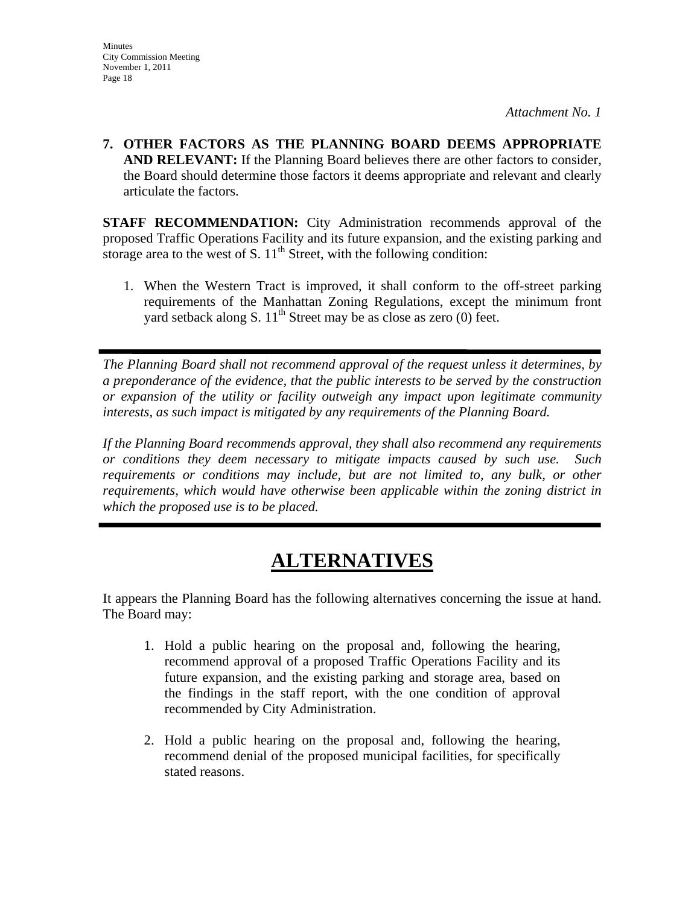*Attachment No. 1*

**7. OTHER FACTORS AS THE PLANNING BOARD DEEMS APPROPRIATE AND RELEVANT:** If the Planning Board believes there are other factors to consider, the Board should determine those factors it deems appropriate and relevant and clearly articulate the factors.

**STAFF RECOMMENDATION:** City Administration recommends approval of the proposed Traffic Operations Facility and its future expansion, and the existing parking and storage area to the west of S. 11th Street, with the following condition:

1. When the Western Tract is improved, it shall conform to the off-street parking requirements of the Manhattan Zoning Regulations, except the minimum front yard setback along S. 11th Street may be as close as zero (0) feet.

---

*The Planning Board shall not recommend approval of the request unless it determines, by a preponderance of the evidence, that the public interests to be served by the construction or expansion of the utility or facility outweigh any impact upon legitimate community interests, as such impact is mitigated by any requirements of the Planning Board.*

*If the Planning Board recommends approval, they shall also recommend any requirements or conditions they deem necessary to mitigate impacts caused by such use. Such requirements or conditions may include, but are not limited to, any bulk, or other requirements, which would have otherwise been applicable within the zoning district in which the proposed use is to be placed.*

---

# ALTERNATIVES

It appears the Planning Board has the following alternatives concerning the issue at hand. The Board may:

1. Hold a public hearing on the proposal and, following the hearing, recommend approval of a proposed Traffic Operations Facility and its future expansion, and the existing parking and storage area, based on the findings in the staff report, with the one condition of approval recommended by City Administration.

2. Hold a public hearing on the proposal and, following the hearing, recommend denial of the proposed municipal facilities, for specifically stated reasons.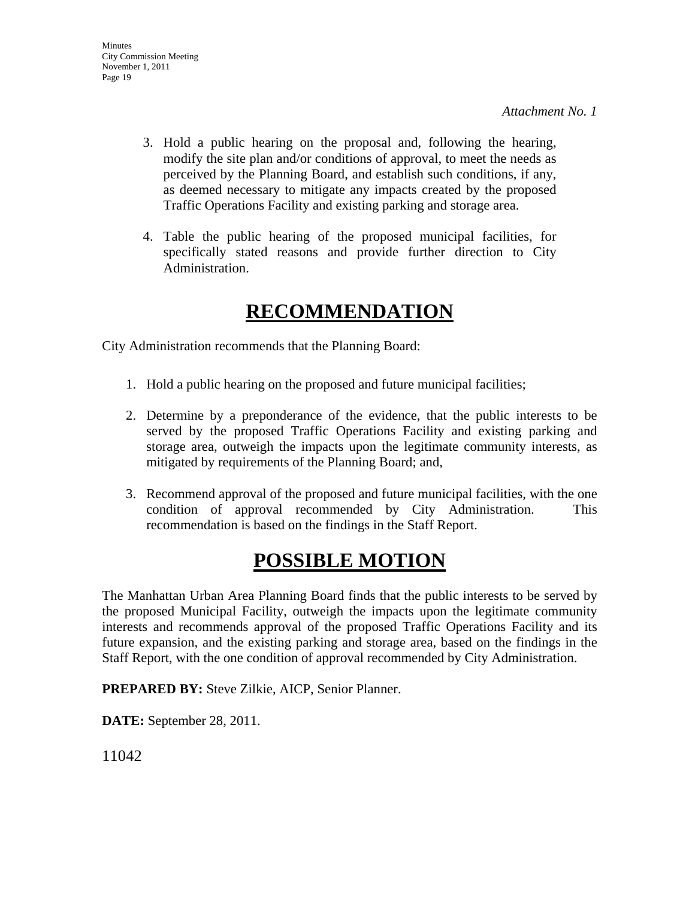*Attachment No. 1*

3. Hold a public hearing on the proposal and, following the hearing, modify the site plan and/or conditions of approval, to meet the needs as perceived by the Planning Board, and establish such conditions, if any, as deemed necessary to mitigate any impacts created by the proposed Traffic Operations Facility and existing parking and storage area.

4. Table the public hearing of the proposed municipal facilities, for specifically stated reasons and provide further direction to City Administration.

# RECOMMENDATION

City Administration recommends that the Planning Board:

1. Hold a public hearing on the proposed and future municipal facilities;

2. Determine by a preponderance of the evidence, that the public interests to be served by the proposed Traffic Operations Facility and existing parking and storage area, outweigh the impacts upon the legitimate community interests, as mitigated by requirements of the Planning Board; and,

3. Recommend approval of the proposed and future municipal facilities, with the one condition of approval recommended by City Administration. This recommendation is based on the findings in the Staff Report.

# POSSIBLE MOTION

The Manhattan Urban Area Planning Board finds that the public interests to be served by the proposed Municipal Facility, outweigh the impacts upon the legitimate community interests and recommends approval of the proposed Traffic Operations Facility and its future expansion, and the existing parking and storage area, based on the findings in the Staff Report, with the one condition of approval recommended by City Administration.

**PREPARED BY:** Steve Zilkie, AICP, Senior Planner.

**DATE:** September 28, 2011.

11042